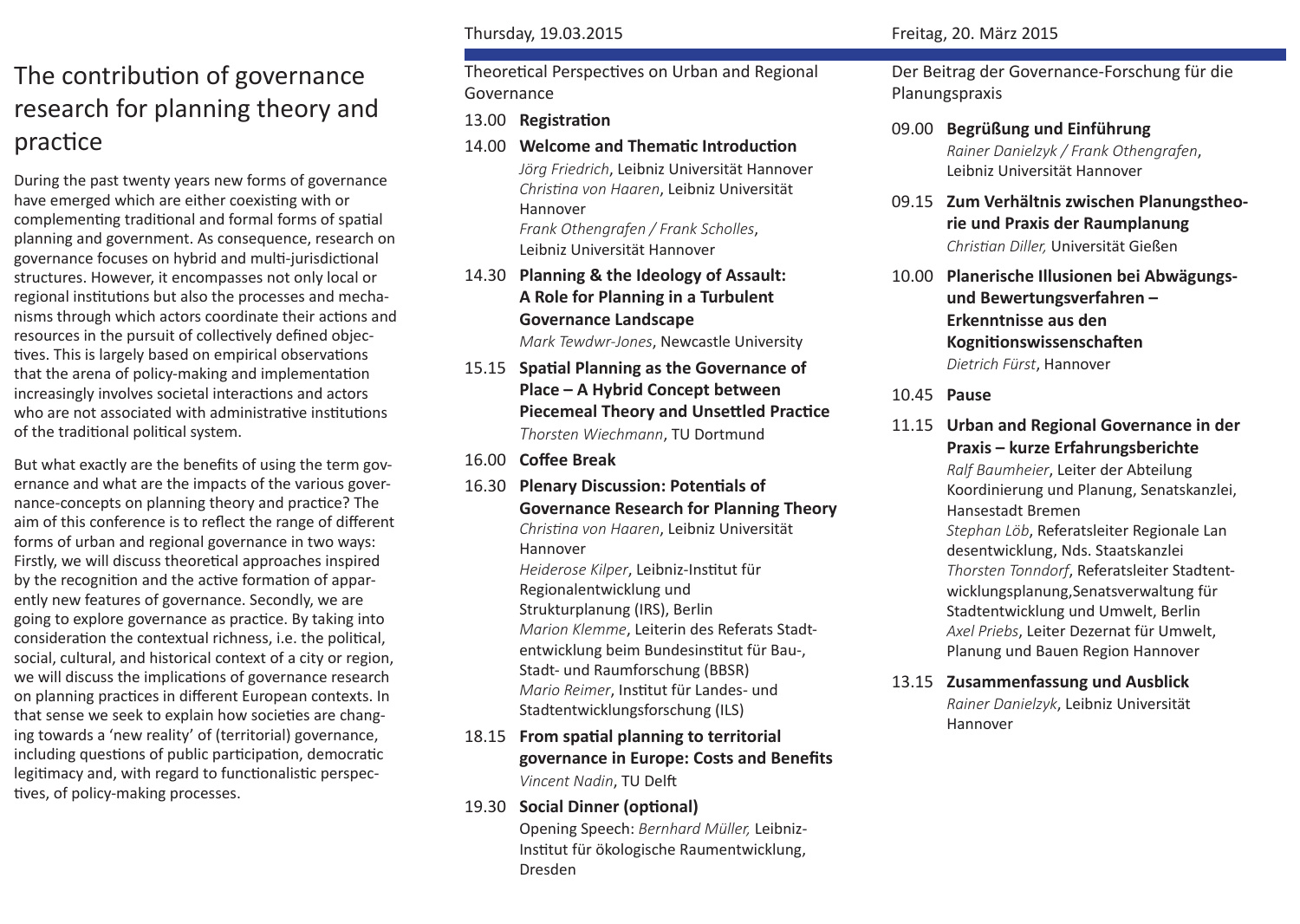# The contribution of governance research for planning theory and practice

During the past twenty years new forms of governance have emerged which are either coexisting with or complementing traditional and formal forms of spatial planning and government. As consequence, research on governance focuses on hybrid and multi-jurisdictional structures. However, it encompasses not only local or regional institutions but also the processes and mechanisms through which actors coordinate their actions and resources in the pursuit of collectively defined objectives. This is largely based on empirical observations that the arena of policy-making and implementation increasingly involves societal interactions and actors who are not associated with administrative institutions of the traditional political system.

But what exactly are the benefits of using the term governance and what are the impacts of the various governance-concepts on planning theory and practice? The aim of this conference is to reflect the range of different forms of urban and regional governance in two ways: Firstly, we will discuss theoretical approaches inspired by the recognition and the active formation of apparently new features of governance. Secondly, we are going to explore governance as practice. By taking into consideration the contextual richness, i.e. the political, social, cultural, and historical context of a city or region, we will discuss the implications of governance research on planning practices in different European contexts. In that sense we seek to explain how societies are changing towards a 'new reality' of (territorial) governance, including questions of public participation, democratic legitimacy and, with regard to functionalistic perspectives, of policy-making processes.

## Thursday, 19.03.2015

Theoretical Perspectives on Urban and Regional Governance

13.00 **Registration**

14.00 **Welcome and Thematic Introduction**
*Jörg Friedrich*, Leibniz Universität Hannover
*Christina von Haaren*, Leibniz Universität Hannover
*Frank Othengrafen / Frank Scholles*, Leibniz Universität Hannover

14.30 **Planning & the Ideology of Assault: A Role for Planning in a Turbulent Governance Landscape**
*Mark Tewdwr-Jones*, Newcastle University

15.15 **Spatial Planning as the Governance of Place – A Hybrid Concept between Piecemeal Theory and Unsettled Practice**
*Thorsten Wiechmann*, TU Dortmund

16.00 **Coffee Break**

16.30 **Plenary Discussion: Potentials of Governance Research for Planning Theory**
*Christina von Haaren*, Leibniz Universität Hannover
*Heiderose Kilper*, Leibniz-Institut für Regionalentwicklung und Strukturplanung (IRS), Berlin
*Marion Klemme*, Leiterin des Referats Stadtentwicklung beim Bundesinstitut für Bau-, Stadt- und Raumforschung (BBSR)
*Mario Reimer*, Institut für Landes- und Stadtentwicklungsforschung (ILS)

18.15 **From spatial planning to territorial governance in Europe: Costs and Benefits**
*Vincent Nadin*, TU Delft

19.30 **Social Dinner (optional)**
Opening Speech: *Bernhard Müller,* Leibniz-Institut für ökologische Raumentwicklung, Dresden

## Freitag, 20. März 2015

Der Beitrag der Governance-Forschung für die Planungspraxis

09.00 **Begrüßung und Einführung**
*Rainer Danielzyk / Frank Othengrafen*, Leibniz Universität Hannover

09.15 **Zum Verhältnis zwischen Planungstheorie und Praxis der Raumplanung**
*Christian Diller,* Universität Gießen

10.00 **Planerische Illusionen bei Abwägungs- und Bewertungsverfahren – Erkenntnisse aus den Kognitionswissenschaften**
*Dietrich Fürst*, Hannover

10.45 **Pause**

11.15 **Urban and Regional Governance in der Praxis – kurze Erfahrungsberichte**
*Ralf Baumheier*, Leiter der Abteilung Koordinierung und Planung, Senatskanzlei, Hansestadt Bremen
*Stephan Löb*, Referatsleiter Regionale Landesentwicklung, Nds. Staatskanzlei
*Thorsten Tonndorf*, Referatsleiter Stadtentwicklungsplanung,Senatsverwaltung für Stadtentwicklung und Umwelt, Berlin
*Axel Priebs*, Leiter Dezernat für Umwelt, Planung und Bauen Region Hannover

13.15 **Zusammenfassung und Ausblick**
*Rainer Danielzyk*, Leibniz Universität Hannover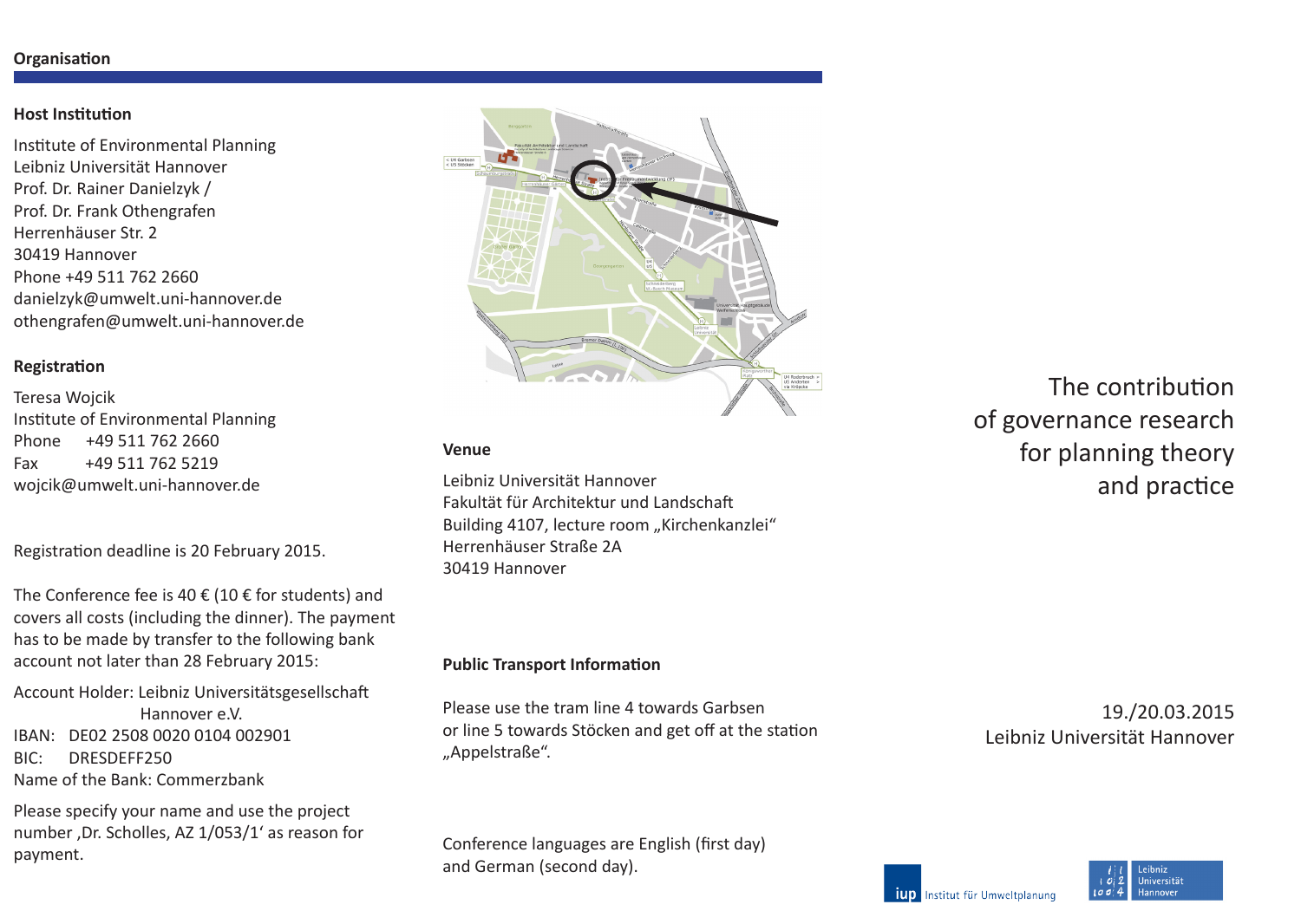## Organisation

### Host Institution

Institute of Environmental Planning
Leibniz Universität Hannover
Prof. Dr. Rainer Danielzyk /
Prof. Dr. Frank Othengrafen
Herrenhäuser Str. 2
30419 Hannover
Phone +49 511 762 2660
danielzyk@umwelt.uni-hannover.de
othengrafen@umwelt.uni-hannover.de

### Registration

Teresa Wojcik
Institute of Environmental Planning
Phone +49 511 762 2660
Fax +49 511 762 5219
wojcik@umwelt.uni-hannover.de

Registration deadline is 20 February 2015.

The Conference fee is 40 € (10 € for students) and covers all costs (including the dinner). The payment has to be made by transfer to the following bank account not later than 28 February 2015:

Account Holder: Leibniz Universitätsgesellschaft Hannover e.V.
IBAN: DE02 2508 0020 0104 002901
BIC: DRESDEFF250
Name of the Bank: Commerzbank

Please specify your name and use the project number ‚Dr. Scholles, AZ 1/053/1' as reason for payment.

### Venue

Leibniz Universität Hannover
Fakultät für Architektur und Landschaft
Building 4107, lecture room „Kirchenkanzlei"
Herrenhäuser Straße 2A
30419 Hannover

### Public Transport Information

Please use the tram line 4 towards Garbsen or line 5 towards Stöcken and get off at the station „Appelstraße".

Conference languages are English (first day) and German (second day).

# The contribution of governance research for planning theory and practice

19./20.03.2015
Leibniz Universität Hannover

iup Institut für Umweltplanung

Leibniz Universität Hannover